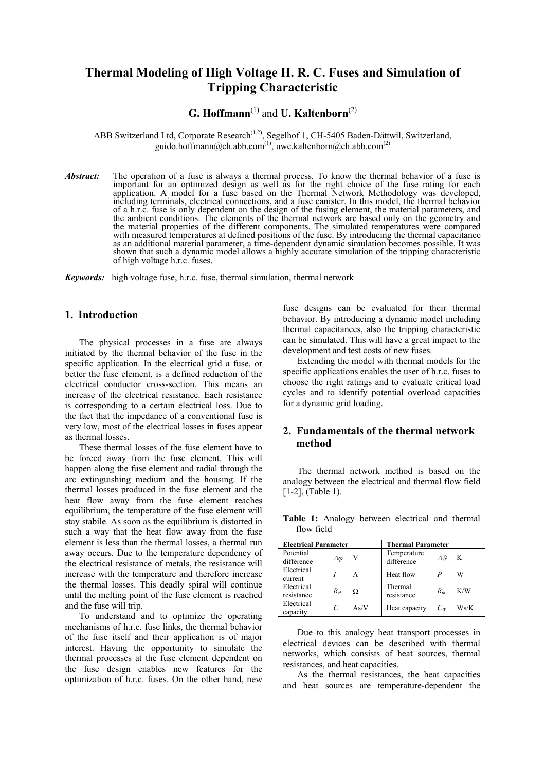# Thermal Modeling of High Voltage H. R. C. Fuses and Simulation of Tripping Characteristic

**G. Hoffmann**[1] and **U. Kaltenborn**[2]

ABB Switzerland Ltd, Corporate Research[1,2], Segelhof 1, CH-5405 Baden-Dättwil, Switzerland, guido.hoffmann@ch.abb.com[1], uwe.kaltenborn@ch.abb.com[2]

***Abstract:*** The operation of a fuse is always a thermal process. To know the thermal behavior of a fuse is important for an optimized design as well as for the right choice of the fuse rating for each application. A model for a fuse based on the Thermal Network Methodology was developed, including terminals, electrical connections, and a fuse canister. In this model, the thermal behavior of a h.r.c. fuse is only dependent on the design of the fusing element, the material parameters, and the ambient conditions. The elements of the thermal network are based only on the geometry and the material properties of the different components. The simulated temperatures were compared with measured temperatures at defined positions of the fuse. By introducing the thermal capacitance as an additional material parameter, a time-dependent dynamic simulation becomes possible. It was shown that such a dynamic model allows a highly accurate simulation of the tripping characteristic of high voltage h.r.c. fuses.

***Keywords:*** high voltage fuse, h.r.c. fuse, thermal simulation, thermal network

## 1. Introduction

The physical processes in a fuse are always initiated by the thermal behavior of the fuse in the specific application. In the electrical grid a fuse, or better the fuse element, is a defined reduction of the electrical conductor cross-section. This means an increase of the electrical resistance. Each resistance is corresponding to a certain electrical loss. Due to the fact that the impedance of a conventional fuse is very low, most of the electrical losses in fuses appear as thermal losses.

These thermal losses of the fuse element have to be forced away from the fuse element. This will happen along the fuse element and radial through the arc extinguishing medium and the housing. If the thermal losses produced in the fuse element and the heat flow away from the fuse element reaches equilibrium, the temperature of the fuse element will stay stabile. As soon as the equilibrium is distorted in such a way that the heat flow away from the fuse element is less than the thermal losses, a thermal run away occurs. Due to the temperature dependency of the electrical resistance of metals, the resistance will increase with the temperature and therefore increase the thermal losses. This deadly spiral will continue until the melting point of the fuse element is reached and the fuse will trip.

To understand and to optimize the operating mechanisms of h.r.c. fuse links, the thermal behavior of the fuse itself and their application is of major interest. Having the opportunity to simulate the thermal processes at the fuse element dependent on the fuse design enables new features for the optimization of h.r.c. fuses. On the other hand, new fuse designs can be evaluated for their thermal behavior. By introducing a dynamic model including thermal capacitances, also the tripping characteristic can be simulated. This will have a great impact to the development and test costs of new fuses.

Extending the model with thermal models for the specific applications enables the user of h.r.c. fuses to choose the right ratings and to evaluate critical load cycles and to identify potential overload capacities for a dynamic grid loading.

## 2. Fundamentals of the thermal network method

The thermal network method is based on the analogy between the electrical and thermal flow field [1-2], (Table 1).

**Table 1:** Analogy between electrical and thermal flow field

| **Electrical Parameter** | | | **Thermal Parameter** | | |
|---|---|---|---|---|---|
| Potential difference | $\Delta\varphi$ | V | Temperature difference | $\Delta\vartheta$ | K |
| Electrical current | $I$ | A | Heat flow | $P$ | W |
| Electrical resistance | $R_{el}$ | Ω | Thermal resistance | $R_{th}$ | K/W |
| Electrical capacity | $C$ | As/V | Heat capacity | $C_W$ | Ws/K |

Due to this analogy heat transport processes in electrical devices can be described with thermal networks, which consists of heat sources, thermal resistances, and heat capacities.

As the thermal resistances, the heat capacities and heat sources are temperature-dependent the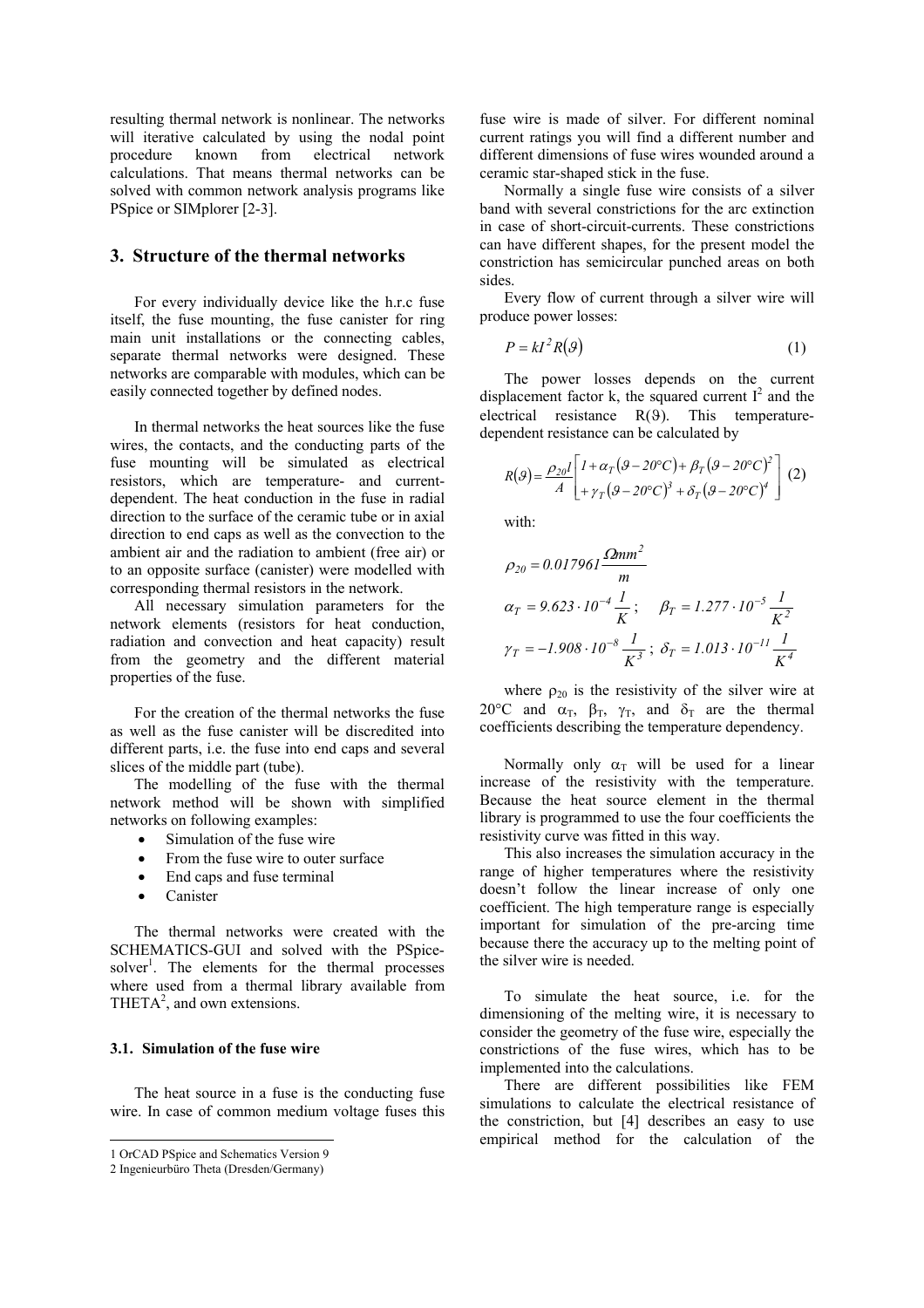resulting thermal network is nonlinear. The networks will iterative calculated by using the nodal point procedure known from electrical network calculations. That means thermal networks can be solved with common network analysis programs like PSpice or SIMplorer [2-3].

## 3. Structure of the thermal networks

For every individually device like the h.r.c fuse itself, the fuse mounting, the fuse canister for ring main unit installations or the connecting cables, separate thermal networks were designed. These networks are comparable with modules, which can be easily connected together by defined nodes.

In thermal networks the heat sources like the fuse wires, the contacts, and the conducting parts of the fuse mounting will be simulated as electrical resistors, which are temperature- and current-dependent. The heat conduction in the fuse in radial direction to the surface of the ceramic tube or in axial direction to end caps as well as the convection to the ambient air and the radiation to ambient (free air) or to an opposite surface (canister) were modelled with corresponding thermal resistors in the network.

All necessary simulation parameters for the network elements (resistors for heat conduction, radiation and convection and heat capacity) result from the geometry and the different material properties of the fuse.

For the creation of the thermal networks the fuse as well as the fuse canister will be discredited into different parts, i.e. the fuse into end caps and several slices of the middle part (tube).

The modelling of the fuse with the thermal network method will be shown with simplified networks on following examples:

- Simulation of the fuse wire
- From the fuse wire to outer surface
- End caps and fuse terminal
- Canister

The thermal networks were created with the SCHEMATICS-GUI and solved with the PSpice-solver[1]. The elements for the thermal processes where used from a thermal library available from THETA[2], and own extensions.

### 3.1. Simulation of the fuse wire

The heat source in a fuse is the conducting fuse wire. In case of common medium voltage fuses this fuse wire is made of silver. For different nominal current ratings you will find a different number and different dimensions of fuse wires wounded around a ceramic star-shaped stick in the fuse.

Normally a single fuse wire consists of a silver band with several constrictions for the arc extinction in case of short-circuit-currents. These constrictions can have different shapes, for the present model the constriction has semicircular punched areas on both sides.

Every flow of current through a silver wire will produce power losses:

$$P = kI^2 R(\vartheta) \tag{1}$$

The power losses depends on the current displacement factor k, the squared current $I^2$ and the electrical resistance $R(\vartheta)$. This temperature-dependent resistance can be calculated by

$$R(\vartheta) = \frac{\rho_{20} l}{A}\left[\begin{array}{l} 1+\alpha_T(\vartheta-20°C)+\beta_T(\vartheta-20°C)^2 \\ +\gamma_T(\vartheta-20°C)^3+\delta_T(\vartheta-20°C)^4 \end{array}\right] \tag{2}$$

with:

$$\rho_{20} = 0.017961 \frac{\Omega mm^2}{m}$$

$$\alpha_T = 9.623 \cdot 10^{-4} \frac{1}{K}; \quad \beta_T = 1.277 \cdot 10^{-5} \frac{1}{K^2}$$

$$\gamma_T = -1.908 \cdot 10^{-8} \frac{1}{K^3}; \; \delta_T = 1.013 \cdot 10^{-11} \frac{1}{K^4}$$

where $\rho_{20}$ is the resistivity of the silver wire at 20°C and $\alpha_T$, $\beta_T$, $\gamma_T$, and $\delta_T$ are the thermal coefficients describing the temperature dependency.

Normally only $\alpha_T$ will be used for a linear increase of the resistivity with the temperature. Because the heat source element in the thermal library is programmed to use the four coefficients the resistivity curve was fitted in this way.

This also increases the simulation accuracy in the range of higher temperatures where the resistivity doesn't follow the linear increase of only one coefficient. The high temperature range is especially important for simulation of the pre-arcing time because there the accuracy up to the melting point of the silver wire is needed.

To simulate the heat source, i.e. for the dimensioning of the melting wire, it is necessary to consider the geometry of the fuse wire, especially the constrictions of the fuse wires, which has to be implemented into the calculations.

There are different possibilities like FEM simulations to calculate the electrical resistance of the constriction, but [4] describes an easy to use empirical method for the calculation of the

---

1 OrCAD PSpice and Schematics Version 9

2 Ingenieurbüro Theta (Dresden/Germany)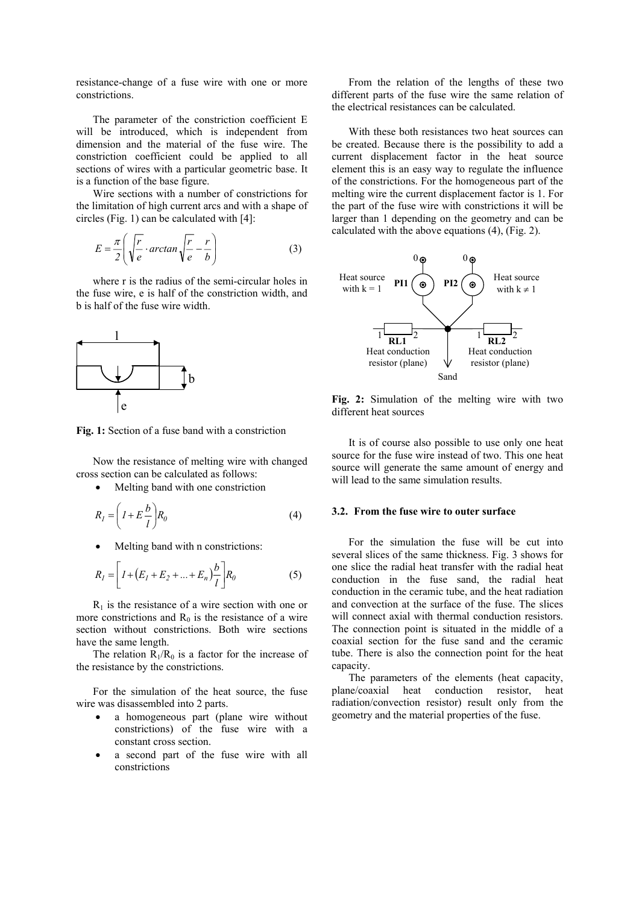resistance-change of a fuse wire with one or more constrictions.

The parameter of the constriction coefficient E will be introduced, which is independent from dimension and the material of the fuse wire. The constriction coefficient could be applied to all sections of wires with a particular geometric base. It is a function of the base figure.

Wire sections with a number of constrictions for the limitation of high current arcs and with a shape of circles (Fig. 1) can be calculated with [4]:

$$E = \frac{\pi}{2}\left(\sqrt{\frac{r}{e}} \cdot arctan\sqrt{\frac{r}{e}} - \frac{r}{b}\right) \tag{3}$$

where r is the radius of the semi-circular holes in the fuse wire, e is half of the constriction width, and b is half of the fuse wire width.

**Fig. 1:** Section of a fuse band with a constriction

Now the resistance of melting wire with changed cross section can be calculated as follows:

- Melting band with one constriction

$$R_1 = \left(1 + E\frac{b}{l}\right)R_0 \tag{4}$$

- Melting band with n constrictions:

$$R_1 = \left[1 + \left(E_1 + E_2 + \ldots + E_n\right)\frac{b}{l}\right]R_0 \tag{5}$$

$R_1$ is the resistance of a wire section with one or more constrictions and $R_0$ is the resistance of a wire section without constrictions. Both wire sections have the same length.

The relation $R_1/R_0$ is a factor for the increase of the resistance by the constrictions.

For the simulation of the heat source, the fuse wire was disassembled into 2 parts.

- a homogeneous part (plane wire without constrictions) of the fuse wire with a constant cross section.
- a second part of the fuse wire with all constrictions

From the relation of the lengths of these two different parts of the fuse wire the same relation of the electrical resistances can be calculated.

With these both resistances two heat sources can be created. Because there is the possibility to add a current displacement factor in the heat source element this is an easy way to regulate the influence of the constrictions. For the homogeneous part of the melting wire the current displacement factor is 1. For the part of the fuse wire with constrictions it will be larger than 1 depending on the geometry and can be calculated with the above equations (4), (Fig. 2).

**Fig. 2:** Simulation of the melting wire with two different heat sources

It is of course also possible to use only one heat source for the fuse wire instead of two. This one heat source will generate the same amount of energy and will lead to the same simulation results.

## 3.2. From the fuse wire to outer surface

For the simulation the fuse will be cut into several slices of the same thickness. Fig. 3 shows for one slice the radial heat transfer with the radial heat conduction in the fuse sand, the radial heat conduction in the ceramic tube, and the heat radiation and convection at the surface of the fuse. The slices will connect axial with thermal conduction resistors. The connection point is situated in the middle of a coaxial section for the fuse sand and the ceramic tube. There is also the connection point for the heat capacity.

The parameters of the elements (heat capacity, plane/coaxial heat conduction resistor, heat radiation/convection resistor) result only from the geometry and the material properties of the fuse.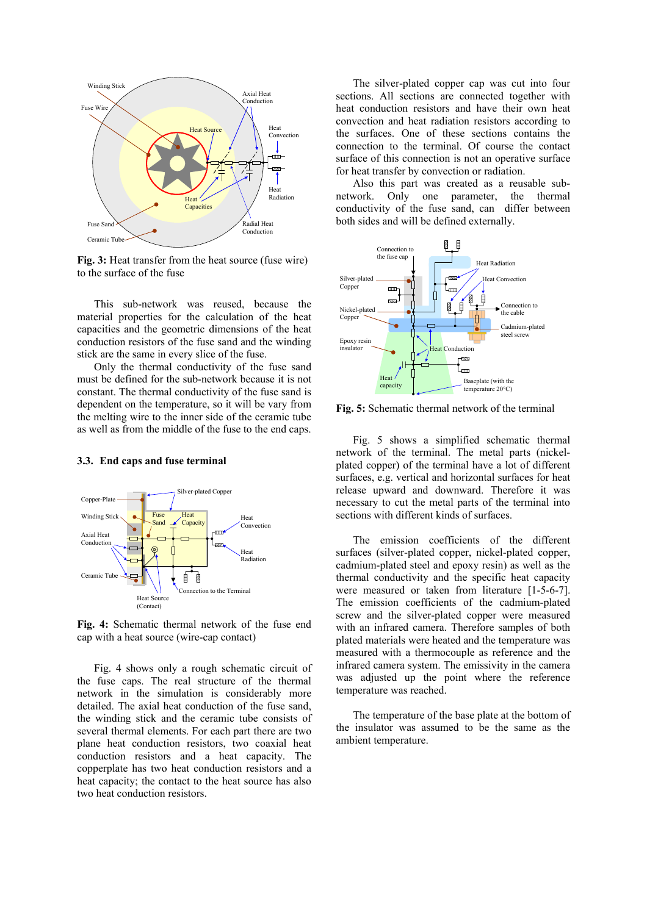**Fig. 3:** Heat transfer from the heat source (fuse wire) to the surface of the fuse

This sub-network was reused, because the material properties for the calculation of the heat capacities and the geometric dimensions of the heat conduction resistors of the fuse sand and the winding stick are the same in every slice of the fuse.

Only the thermal conductivity of the fuse sand must be defined for the sub-network because it is not constant. The thermal conductivity of the fuse sand is dependent on the temperature, so it will be vary from the melting wire to the inner side of the ceramic tube as well as from the middle of the fuse to the end caps.

### 3.3. End caps and fuse terminal

**Fig. 4:** Schematic thermal network of the fuse end cap with a heat source (wire-cap contact)

Fig. 4 shows only a rough schematic circuit of the fuse caps. The real structure of the thermal network in the simulation is considerably more detailed. The axial heat conduction of the fuse sand, the winding stick and the ceramic tube consists of several thermal elements. For each part there are two plane heat conduction resistors, two coaxial heat conduction resistors and a heat capacity. The copperplate has two heat conduction resistors and a heat capacity; the contact to the heat source has also two heat conduction resistors.

The silver-plated copper cap was cut into four sections. All sections are connected together with heat conduction resistors and have their own heat convection and heat radiation resistors according to the surfaces. One of these sections contains the connection to the terminal. Of course the contact surface of this connection is not an operative surface for heat transfer by convection or radiation.

Also this part was created as a reusable sub-network. Only one parameter, the thermal conductivity of the fuse sand, can differ between both sides and will be defined externally.

**Fig. 5:** Schematic thermal network of the terminal

Fig. 5 shows a simplified schematic thermal network of the terminal. The metal parts (nickel-plated copper) of the terminal have a lot of different surfaces, e.g. vertical and horizontal surfaces for heat release upward and downward. Therefore it was necessary to cut the metal parts of the terminal into sections with different kinds of surfaces.

The emission coefficients of the different surfaces (silver-plated copper, nickel-plated copper, cadmium-plated steel and epoxy resin) as well as the thermal conductivity and the specific heat capacity were measured or taken from literature [1-5-6-7]. The emission coefficients of the cadmium-plated screw and the silver-plated copper were measured with an infrared camera. Therefore samples of both plated materials were heated and the temperature was measured with a thermocouple as reference and the infrared camera system. The emissivity in the camera was adjusted up the point where the reference temperature was reached.

The temperature of the base plate at the bottom of the insulator was assumed to be the same as the ambient temperature.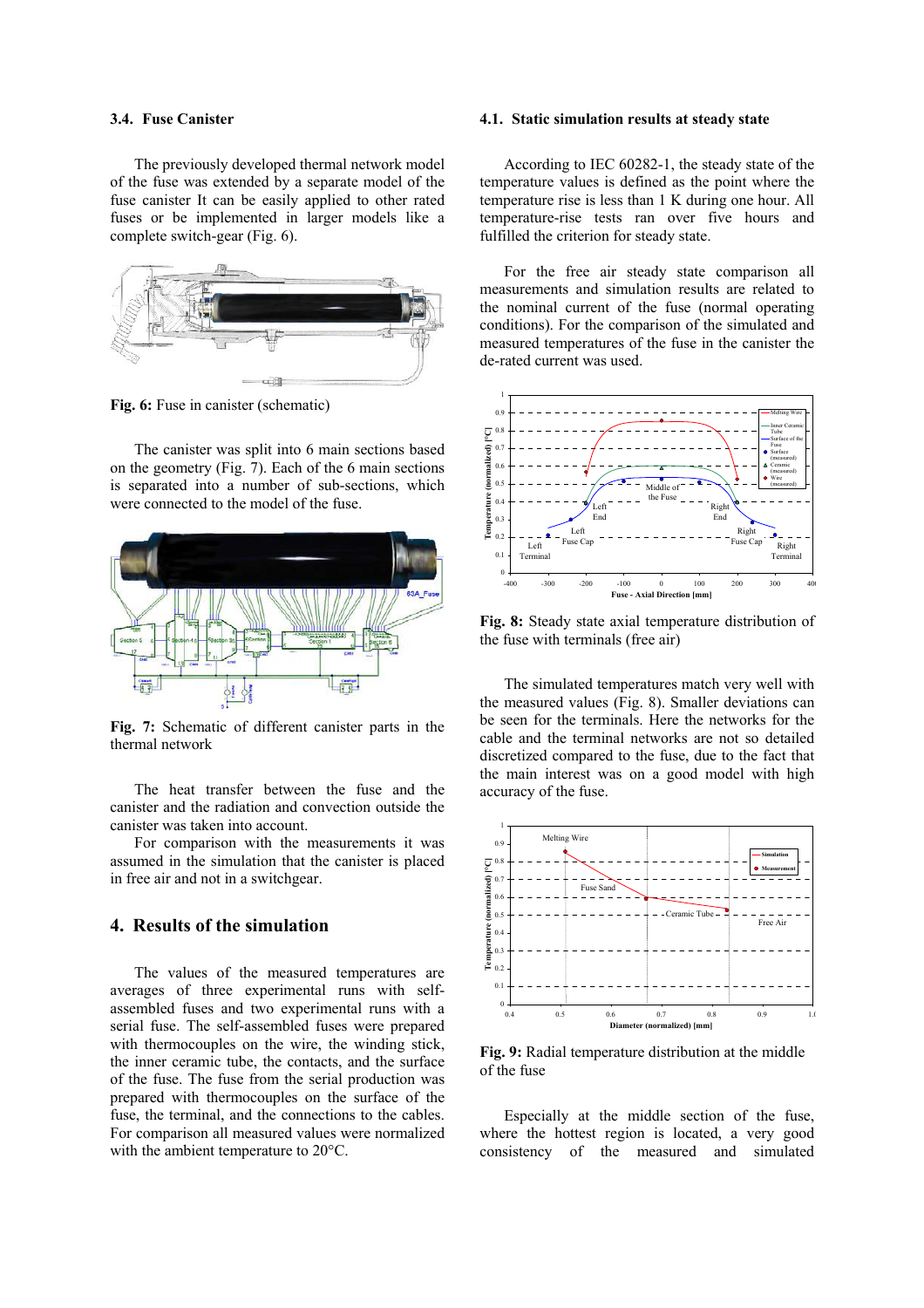### 3.4. Fuse Canister

The previously developed thermal network model of the fuse was extended by a separate model of the fuse canister It can be easily applied to other rated fuses or be implemented in larger models like a complete switch-gear (Fig. 6).

**Fig. 6:** Fuse in canister (schematic)

The canister was split into 6 main sections based on the geometry (Fig. 7). Each of the 6 main sections is separated into a number of sub-sections, which were connected to the model of the fuse.

**Fig. 7:** Schematic of different canister parts in the thermal network

The heat transfer between the fuse and the canister and the radiation and convection outside the canister was taken into account.

For comparison with the measurements it was assumed in the simulation that the canister is placed in free air and not in a switchgear.

## 4. Results of the simulation

The values of the measured temperatures are averages of three experimental runs with self-assembled fuses and two experimental runs with a serial fuse. The self-assembled fuses were prepared with thermocouples on the wire, the winding stick, the inner ceramic tube, the contacts, and the surface of the fuse. The fuse from the serial production was prepared with thermocouples on the surface of the fuse, the terminal, and the connections to the cables. For comparison all measured values were normalized with the ambient temperature to 20°C.

### 4.1. Static simulation results at steady state

According to IEC 60282-1, the steady state of the temperature values is defined as the point where the temperature rise is less than 1 K during one hour. All temperature-rise tests ran over five hours and fulfilled the criterion for steady state.

For the free air steady state comparison all measurements and simulation results are related to the nominal current of the fuse (normal operating conditions). For the comparison of the simulated and measured temperatures of the fuse in the canister the de-rated current was used.

**Fig. 8:** Steady state axial temperature distribution of the fuse with terminals (free air)

The simulated temperatures match very well with the measured values (Fig. 8). Smaller deviations can be seen for the terminals. Here the networks for the cable and the terminal networks are not so detailed discretized compared to the fuse, due to the fact that the main interest was on a good model with high accuracy of the fuse.

**Fig. 9:** Radial temperature distribution at the middle of the fuse

Especially at the middle section of the fuse, where the hottest region is located, a very good consistency of the measured and simulated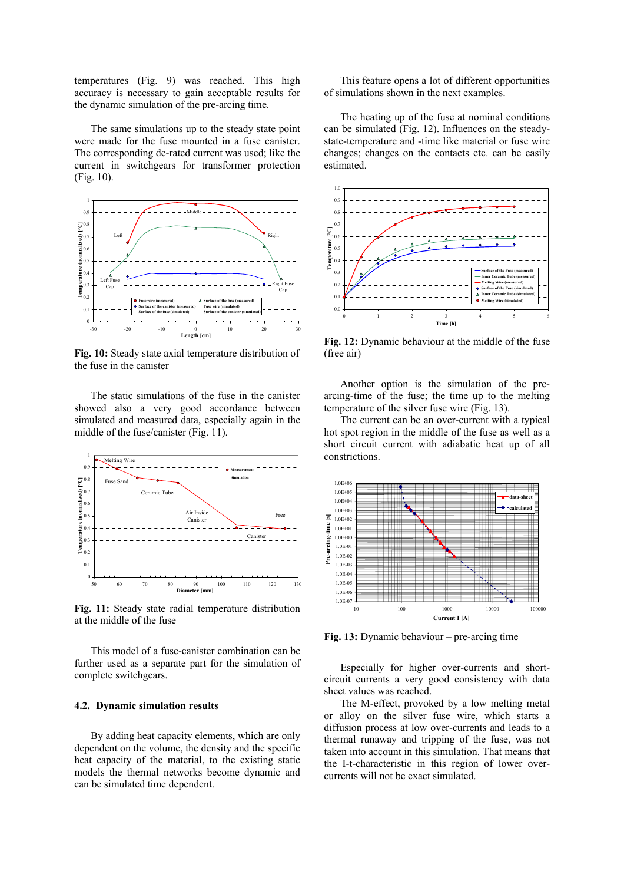temperatures (Fig. 9) was reached. This high accuracy is necessary to gain acceptable results for the dynamic simulation of the pre-arcing time.

The same simulations up to the steady state point were made for the fuse mounted in a fuse canister. The corresponding de-rated current was used; like the current in switchgears for transformer protection (Fig. 10).

**Fig. 10:** Steady state axial temperature distribution of the fuse in the canister

The static simulations of the fuse in the canister showed also a very good accordance between simulated and measured data, especially again in the middle of the fuse/canister (Fig. 11).

**Fig. 11:** Steady state radial temperature distribution at the middle of the fuse

This model of a fuse-canister combination can be further used as a separate part for the simulation of complete switchgears.

### 4.2. Dynamic simulation results

By adding heat capacity elements, which are only dependent on the volume, the density and the specific heat capacity of the material, to the existing static models the thermal networks become dynamic and can be simulated time dependent.

This feature opens a lot of different opportunities of simulations shown in the next examples.

The heating up of the fuse at nominal conditions can be simulated (Fig. 12). Influences on the steady-state-temperature and -time like material or fuse wire changes; changes on the contacts etc. can be easily estimated.

**Fig. 12:** Dynamic behaviour at the middle of the fuse (free air)

Another option is the simulation of the pre-arcing-time of the fuse; the time up to the melting temperature of the silver fuse wire (Fig. 13).

The current can be an over-current with a typical hot spot region in the middle of the fuse as well as a short circuit current with adiabatic heat up of all constrictions.

**Fig. 13:** Dynamic behaviour – pre-arcing time

Especially for higher over-currents and short-circuit currents a very good consistency with data sheet values was reached.

The M-effect, provoked by a low melting metal or alloy on the silver fuse wire, which starts a diffusion process at low over-currents and leads to a thermal runaway and tripping of the fuse, was not taken into account in this simulation. That means that the I-t-characteristic in this region of lower over-currents will not be exact simulated.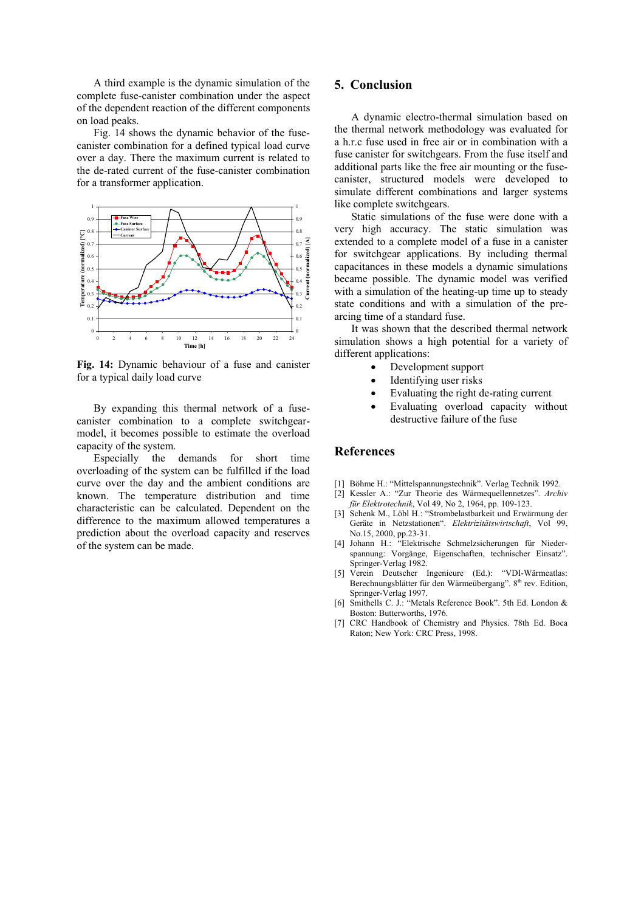A third example is the dynamic simulation of the complete fuse-canister combination under the aspect of the dependent reaction of the different components on load peaks.

Fig. 14 shows the dynamic behavior of the fuse-canister combination for a defined typical load curve over a day. There the maximum current is related to the de-rated current of the fuse-canister combination for a transformer application.

Fuse Wire
Fuse Surface
Canister Surface
Current

Temperature (normalized) [°C]

Current (normalized) [A]

Time [h]

0 2 4 6 8 10 12 14 16 18 20 22 24

0 0.1 0.2 0.3 0.4 0.5 0.6 0.7 0.8 0.9 1

**Fig. 14:** Dynamic behaviour of a fuse and canister for a typical daily load curve

By expanding this thermal network of a fuse-canister combination to a complete switchgear-model, it becomes possible to estimate the overload capacity of the system.

Especially the demands for short time overloading of the system can be fulfilled if the load curve over the day and the ambient conditions are known. The temperature distribution and time characteristic can be calculated. Dependent on the difference to the maximum allowed temperatures a prediction about the overload capacity and reserves of the system can be made.

## 5. Conclusion

A dynamic electro-thermal simulation based on the thermal network methodology was evaluated for a h.r.c fuse used in free air or in combination with a fuse canister for switchgears. From the fuse itself and additional parts like the free air mounting or the fuse-canister, structured models were developed to simulate different combinations and larger systems like complete switchgears.

Static simulations of the fuse were done with a very high accuracy. The static simulation was extended to a complete model of a fuse in a canister for switchgear applications. By including thermal capacitances in these models a dynamic simulations became possible. The dynamic model was verified with a simulation of the heating-up time up to steady state conditions and with a simulation of the pre-arcing time of a standard fuse.

It was shown that the described thermal network simulation shows a high potential for a variety of different applications:

- Development support
- Identifying user risks
- Evaluating the right de-rating current
- Evaluating overload capacity without destructive failure of the fuse

## References

[1] Böhme H.: "Mittelspannungstechnik". Verlag Technik 1992.

[2] Kessler A.: "Zur Theorie des Wärmequellennetzes". *Archiv für Elektrotechnik*, Vol 49, No 2, 1964, pp. 109-123.

[3] Schenk M., Löbl H.: "Strombelastbarkeit und Erwärmung der Geräte in Netzstationen". *Elektrizitätswirtschaft*, Vol 99, No.15, 2000, pp.23-31.

[4] Johann H.: "Elektrische Schmelzsicherungen für Nieder-spannung: Vorgänge, Eigenschaften, technischer Einsatz". Springer-Verlag 1982.

[5] Verein Deutscher Ingenieure (Ed.): "VDI-Wärmeatlas: Berechnungsblätter für den Wärmeübergang". 8th rev. Edition, Springer-Verlag 1997.

[6] Smithells C. J.: "Metals Reference Book". 5th Ed. London & Boston: Butterworths, 1976.

[7] CRC Handbook of Chemistry and Physics. 78th Ed. Boca Raton; New York: CRC Press, 1998.